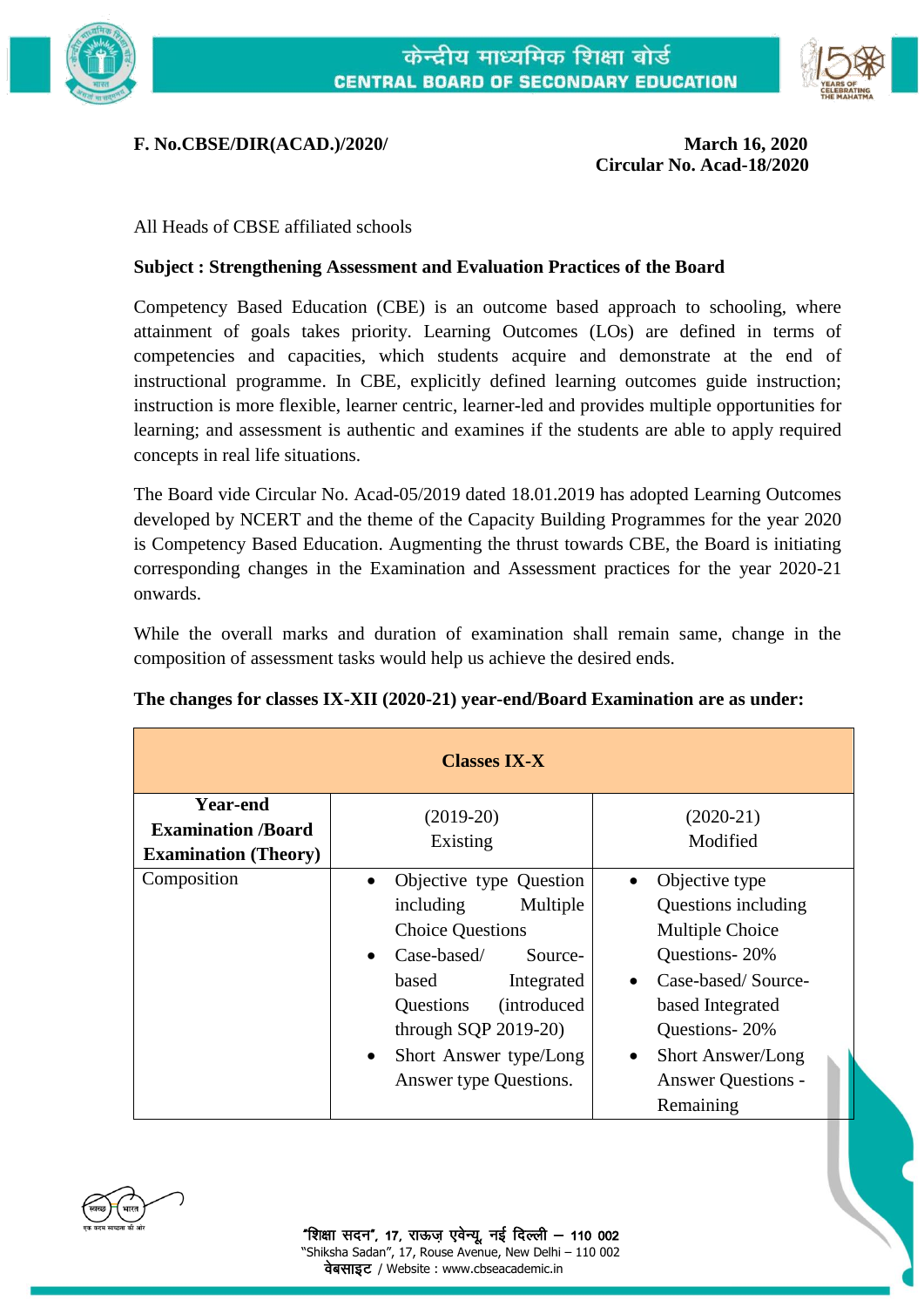**F. No.CBSE/DIR(ACAD.)/2020/**

**March 16, 2020**
**Circular No. Acad-18/2020**

All Heads of CBSE affiliated schools

**Subject : Strengthening Assessment and Evaluation Practices of the Board**

Competency Based Education (CBE) is an outcome based approach to schooling, where attainment of goals takes priority. Learning Outcomes (LOs) are defined in terms of competencies and capacities, which students acquire and demonstrate at the end of instructional programme. In CBE, explicitly defined learning outcomes guide instruction; instruction is more flexible, learner centric, learner-led and provides multiple opportunities for learning; and assessment is authentic and examines if the students are able to apply required concepts in real life situations.

The Board vide Circular No. Acad-05/2019 dated 18.01.2019 has adopted Learning Outcomes developed by NCERT and the theme of the Capacity Building Programmes for the year 2020 is Competency Based Education. Augmenting the thrust towards CBE, the Board is initiating corresponding changes in the Examination and Assessment practices for the year 2020-21 onwards.

While the overall marks and duration of examination shall remain same, change in the composition of assessment tasks would help us achieve the desired ends.

**The changes for classes IX-XII (2020-21) year-end/Board Examination are as under:**

| **Classes IX-X** | | |
|---|---|---|
| **Year-end Examination /Board Examination (Theory)** | (2019-20) Existing | (2020-21) Modified |
| Composition | • Objective type Question including Multiple Choice Questions<br>• Case-based/ Source-based Integrated Questions (introduced through SQP 2019-20)<br>• Short Answer type/Long Answer type Questions. | • Objective type Questions including Multiple Choice Questions- 20%<br>• Case-based/ Source-based Integrated Questions- 20%<br>• Short Answer/Long Answer Questions - Remaining |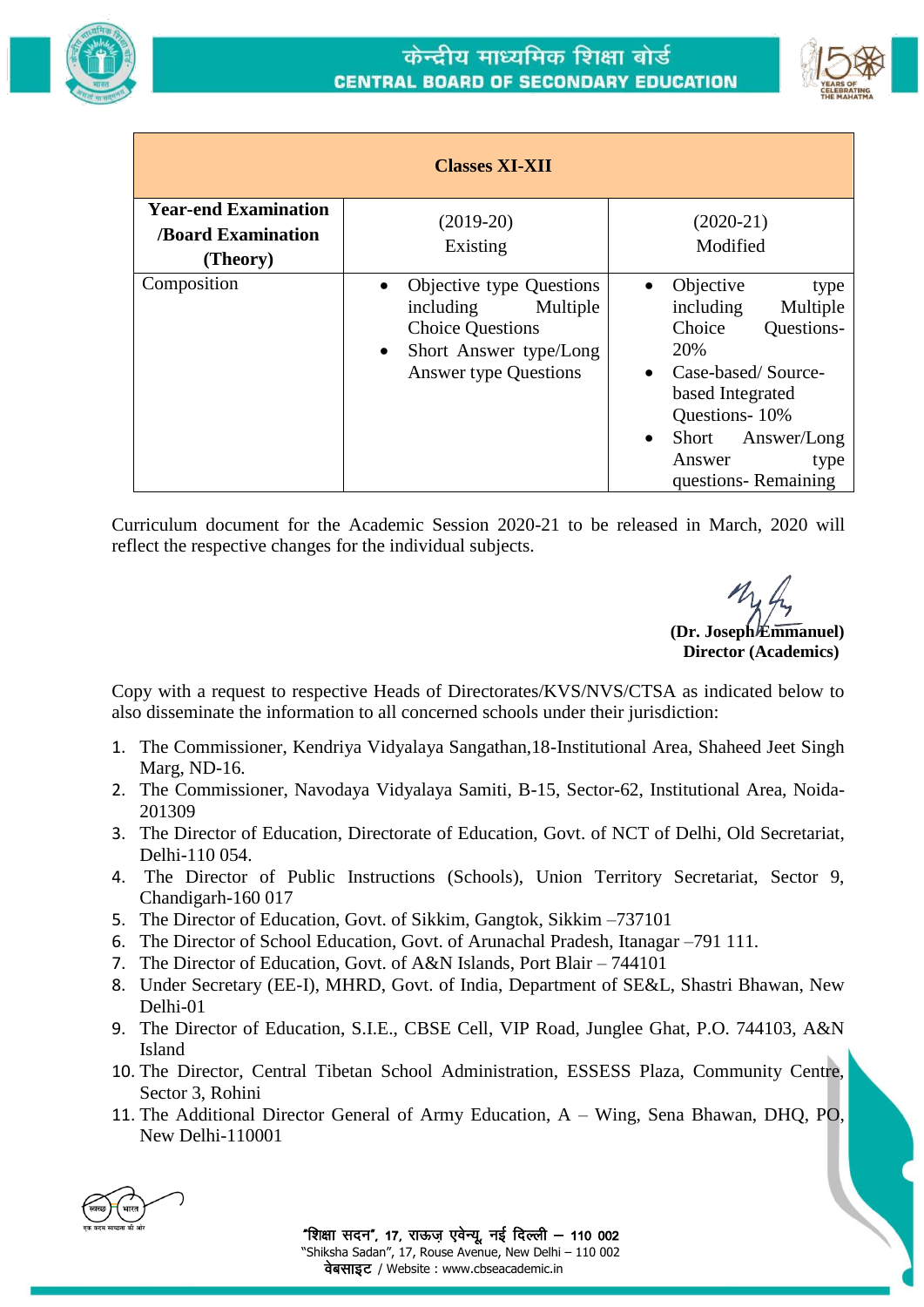| Classes XI-XII | | |
|---|---|---|
| **Year-end Examination /Board Examination (Theory)** | (2019-20) Existing | (2020-21) Modified |
| Composition | • Objective type Questions including Multiple Choice Questions<br>• Short Answer type/Long Answer type Questions | • Objective type including Multiple Choice Questions- 20%<br>• Case-based/ Source-based Integrated Questions- 10%<br>• Short Answer/Long Answer type questions- Remaining |

Curriculum document for the Academic Session 2020-21 to be released in March, 2020 will reflect the respective changes for the individual subjects.

**(Dr. Joseph Emmanuel)**
**Director (Academics)**

Copy with a request to respective Heads of Directorates/KVS/NVS/CTSA as indicated below to also disseminate the information to all concerned schools under their jurisdiction:

1. The Commissioner, Kendriya Vidyalaya Sangathan,18-Institutional Area, Shaheed Jeet Singh Marg, ND-16.
2. The Commissioner, Navodaya Vidyalaya Samiti, B-15, Sector-62, Institutional Area, Noida-201309
3. The Director of Education, Directorate of Education, Govt. of NCT of Delhi, Old Secretariat, Delhi-110 054.
4. The Director of Public Instructions (Schools), Union Territory Secretariat, Sector 9, Chandigarh-160 017
5. The Director of Education, Govt. of Sikkim, Gangtok, Sikkim –737101
6. The Director of School Education, Govt. of Arunachal Pradesh, Itanagar –791 111.
7. The Director of Education, Govt. of A&N Islands, Port Blair – 744101
8. Under Secretary (EE-I), MHRD, Govt. of India, Department of SE&L, Shastri Bhawan, New Delhi-01
9. The Director of Education, S.I.E., CBSE Cell, VIP Road, Junglee Ghat, P.O. 744103, A&N Island
10. The Director, Central Tibetan School Administration, ESSESS Plaza, Community Centre, Sector 3, Rohini
11. The Additional Director General of Army Education, A – Wing, Sena Bhawan, DHQ, PO, New Delhi-110001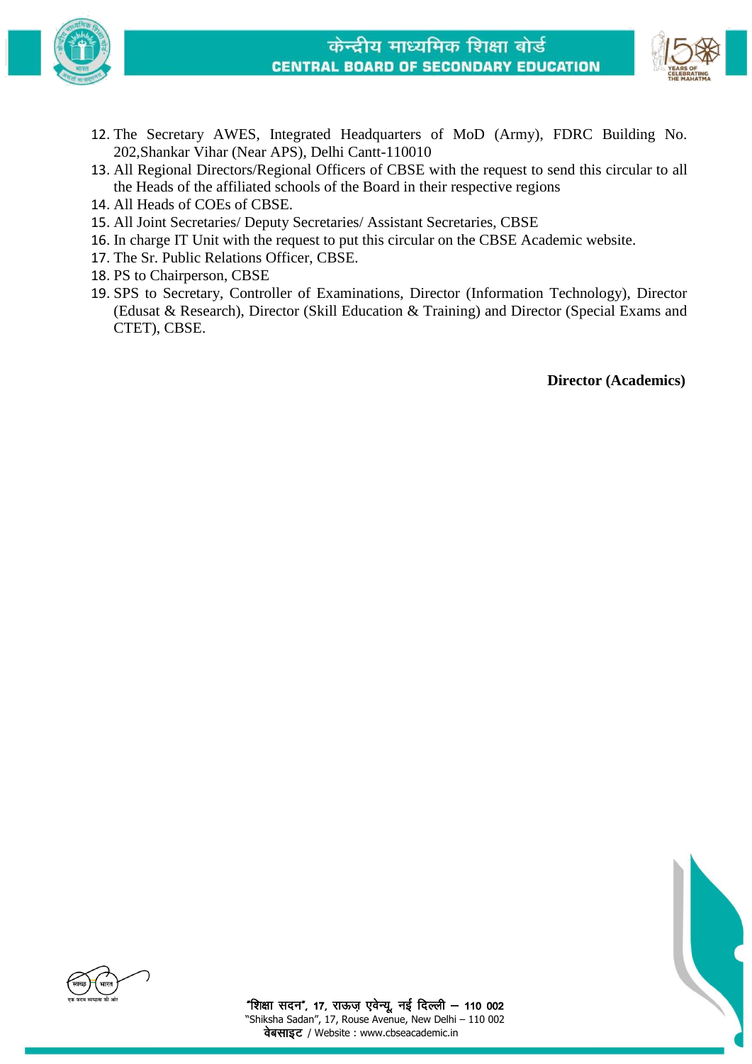12. The Secretary AWES, Integrated Headquarters of MoD (Army), FDRC Building No. 202,Shankar Vihar (Near APS), Delhi Cantt-110010
13. All Regional Directors/Regional Officers of CBSE with the request to send this circular to all the Heads of the affiliated schools of the Board in their respective regions
14. All Heads of COEs of CBSE.
15. All Joint Secretaries/ Deputy Secretaries/ Assistant Secretaries, CBSE
16. In charge IT Unit with the request to put this circular on the CBSE Academic website.
17. The Sr. Public Relations Officer, CBSE.
18. PS to Chairperson, CBSE
19. SPS to Secretary, Controller of Examinations, Director (Information Technology), Director (Edusat & Research), Director (Skill Education & Training) and Director (Special Exams and CTET), CBSE.

**Director (Academics)**